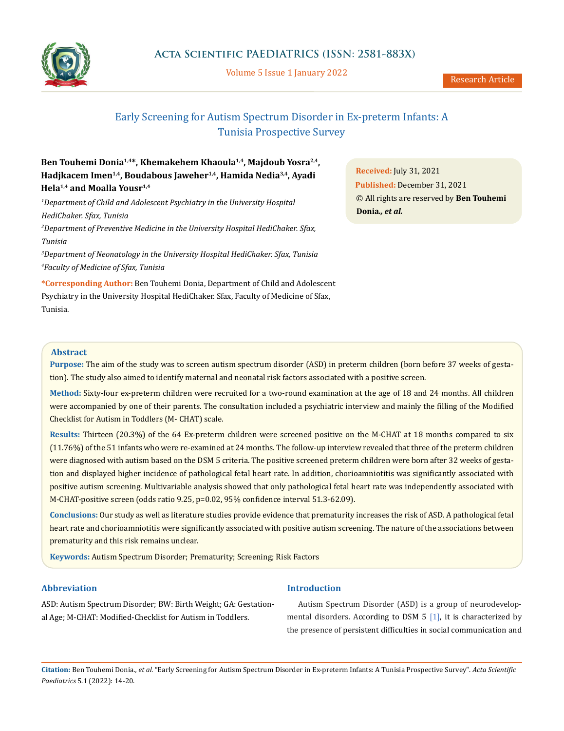Research Article

# Early Screening for Autism Spectrum Disorder in Ex-preterm Infants: A Tunisia Prospective Survey

**Ben Touhemi Donia[1,4]*, Khemakehem Khaoula[1,4], Majdoub Yosra[2,4], Hadjkacem Imen[1,4], Boudabous Jaweher[1,4], Hamida Nedia[3,4], Ayadi Hela[1,4] and Moalla Yousr[1,4]**

*[1]Department of Child and Adolescent Psychiatry in the University Hospital HediChaker. Sfax, Tunisia*

*[2]Department of Preventive Medicine in the University Hospital HediChaker. Sfax, Tunisia*

*[3]Department of Neonatology in the University Hospital HediChaker. Sfax, Tunisia*

*[4]Faculty of Medicine of Sfax, Tunisia*

**\*Corresponding Author:** Ben Touhemi Donia, Department of Child and Adolescent Psychiatry in the University Hospital HediChaker. Sfax, Faculty of Medicine of Sfax, Tunisia.

**Received:** July 31, 2021
**Published:** December 31, 2021
© All rights are reserved by **Ben Touhemi Donia., *et al.***

## Abstract

**Purpose:** The aim of the study was to screen autism spectrum disorder (ASD) in preterm children (born before 37 weeks of gestation). The study also aimed to identify maternal and neonatal risk factors associated with a positive screen.

**Method:** Sixty-four ex-preterm children were recruited for a two-round examination at the age of 18 and 24 months. All children were accompanied by one of their parents. The consultation included a psychiatric interview and mainly the filling of the Modified Checklist for Autism in Toddlers (M- CHAT) scale.

**Results:** Thirteen (20.3%) of the 64 Ex-preterm children were screened positive on the M-CHAT at 18 months compared to six (11.76%) of the 51 infants who were re-examined at 24 months. The follow-up interview revealed that three of the preterm children were diagnosed with autism based on the DSM 5 criteria. The positive screened preterm children were born after 32 weeks of gestation and displayed higher incidence of pathological fetal heart rate. In addition, chorioamniotitis was significantly associated with positive autism screening. Multivariable analysis showed that only pathological fetal heart rate was independently associated with M-CHAT-positive screen (odds ratio 9.25, p=0.02, 95% confidence interval 51.3-62.09).

**Conclusions:** Our study as well as literature studies provide evidence that prematurity increases the risk of ASD. A pathological fetal heart rate and chorioamniotitis were significantly associated with positive autism screening. The nature of the associations between prematurity and this risk remains unclear.

**Keywords:** Autism Spectrum Disorder; Prematurity; Screening; Risk Factors

## Abbreviation

ASD: Autism Spectrum Disorder; BW: Birth Weight; GA: Gestational Age; M-CHAT: Modified-Checklist for Autism in Toddlers.

## Introduction

Autism Spectrum Disorder (ASD) is a group of neurodevelopmental disorders. According to DSM 5 [1], it is characterized by the presence of persistent difficulties in social communication and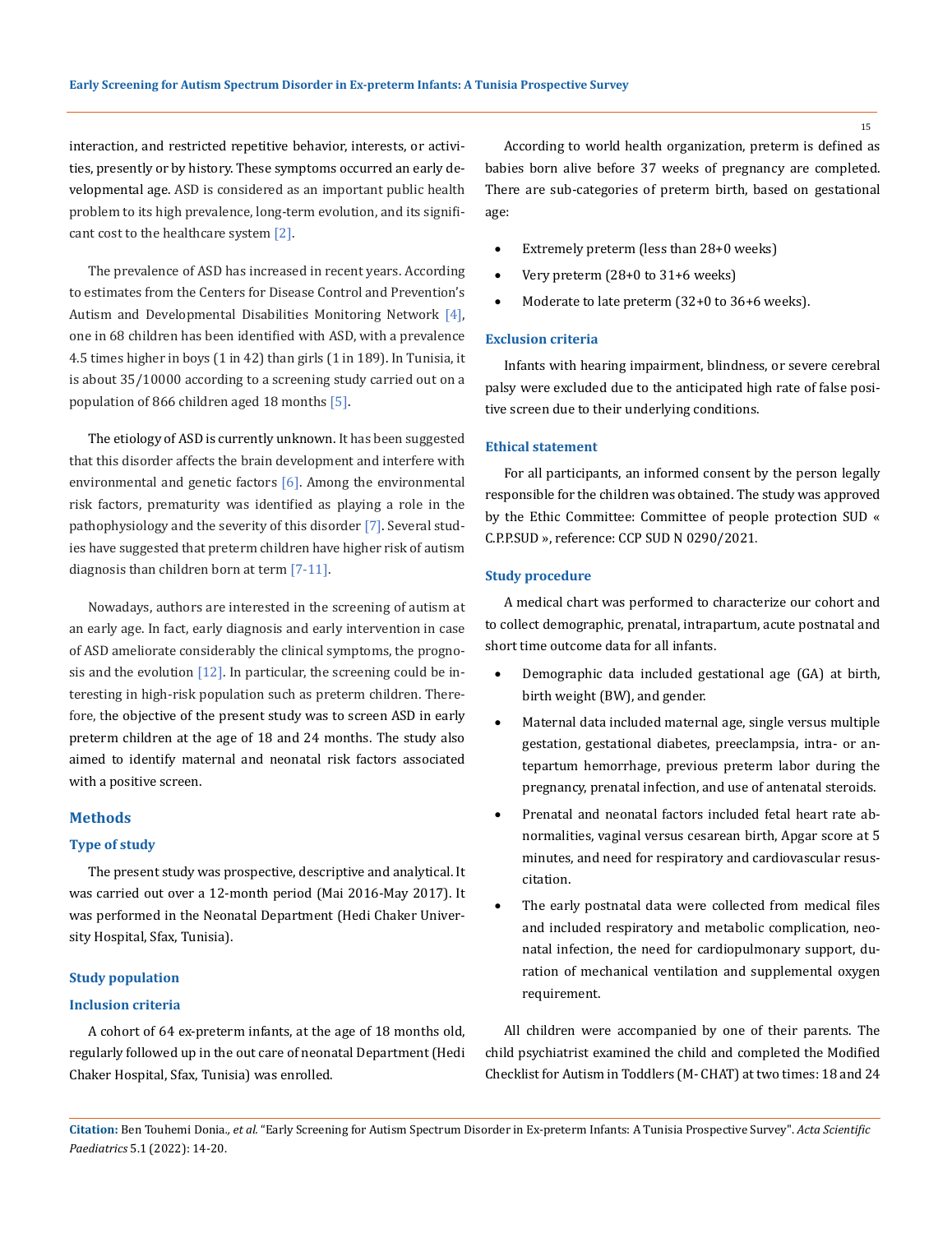interaction, and restricted repetitive behavior, interests, or activities, presently or by history. These symptoms occurred an early developmental age. ASD is considered as an important public health problem to its high prevalence, long-term evolution, and its significant cost to the healthcare system [2].

The prevalence of ASD has increased in recent years. According to estimates from the Centers for Disease Control and Prevention's Autism and Developmental Disabilities Monitoring Network [4], one in 68 children has been identified with ASD, with a prevalence 4.5 times higher in boys (1 in 42) than girls (1 in 189). In Tunisia, it is about 35/10000 according to a screening study carried out on a population of 866 children aged 18 months [5].

The etiology of ASD is currently unknown. It has been suggested that this disorder affects the brain development and interfere with environmental and genetic factors [6]. Among the environmental risk factors, prematurity was identified as playing a role in the pathophysiology and the severity of this disorder [7]. Several studies have suggested that preterm children have higher risk of autism diagnosis than children born at term [7-11].

Nowadays, authors are interested in the screening of autism at an early age. In fact, early diagnosis and early intervention in case of ASD ameliorate considerably the clinical symptoms, the prognosis and the evolution [12]. In particular, the screening could be interesting in high-risk population such as preterm children. Therefore, the objective of the present study was to screen ASD in early preterm children at the age of 18 and 24 months. The study also aimed to identify maternal and neonatal risk factors associated with a positive screen.

## Methods

### Type of study

The present study was prospective, descriptive and analytical. It was carried out over a 12-month period (Mai 2016-May 2017). It was performed in the Neonatal Department (Hedi Chaker University Hospital, Sfax, Tunisia).

### Study population

### Inclusion criteria

A cohort of 64 ex-preterm infants, at the age of 18 months old, regularly followed up in the out care of neonatal Department (Hedi Chaker Hospital, Sfax, Tunisia) was enrolled.

According to world health organization, preterm is defined as babies born alive before 37 weeks of pregnancy are completed. There are sub-categories of preterm birth, based on gestational age:

- Extremely preterm (less than 28+0 weeks)
- Very preterm (28+0 to 31+6 weeks)
- Moderate to late preterm (32+0 to 36+6 weeks).

### Exclusion criteria

Infants with hearing impairment, blindness, or severe cerebral palsy were excluded due to the anticipated high rate of false positive screen due to their underlying conditions.

### Ethical statement

For all participants, an informed consent by the person legally responsible for the children was obtained. The study was approved by the Ethic Committee: Committee of people protection SUD « C.P.P.SUD », reference: CCP SUD N 0290/2021.

### Study procedure

A medical chart was performed to characterize our cohort and to collect demographic, prenatal, intrapartum, acute postnatal and short time outcome data for all infants.

- Demographic data included gestational age (GA) at birth, birth weight (BW), and gender.
- Maternal data included maternal age, single versus multiple gestation, gestational diabetes, preeclampsia, intra- or antepartum hemorrhage, previous preterm labor during the pregnancy, prenatal infection, and use of antenatal steroids.
- Prenatal and neonatal factors included fetal heart rate abnormalities, vaginal versus cesarean birth, Apgar score at 5 minutes, and need for respiratory and cardiovascular resuscitation.
- The early postnatal data were collected from medical files and included respiratory and metabolic complication, neonatal infection, the need for cardiopulmonary support, duration of mechanical ventilation and supplemental oxygen requirement.

All children were accompanied by one of their parents. The child psychiatrist examined the child and completed the Modified Checklist for Autism in Toddlers (M- CHAT) at two times: 18 and 24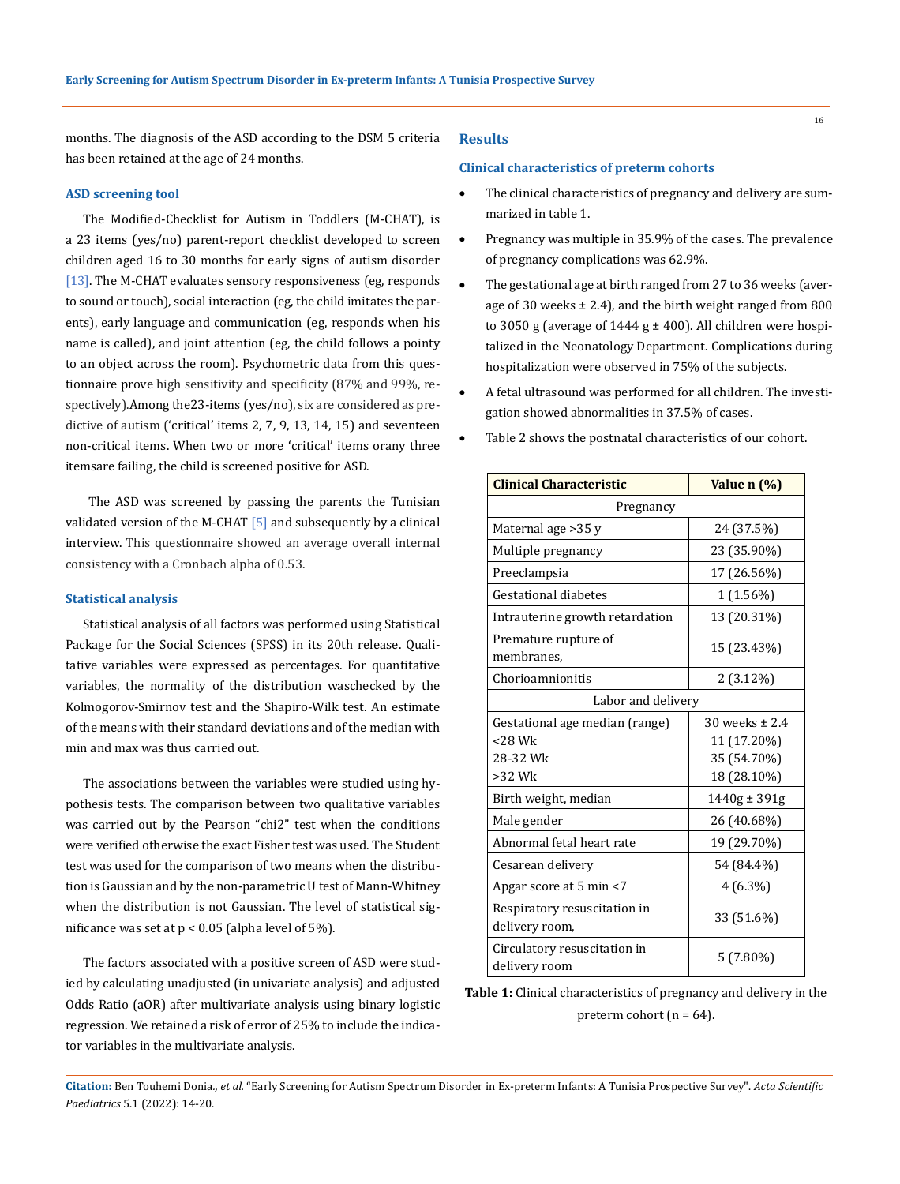months. The diagnosis of the ASD according to the DSM 5 criteria has been retained at the age of 24 months.

### ASD screening tool

The Modified-Checklist for Autism in Toddlers (M-CHAT), is a 23 items (yes/no) parent-report checklist developed to screen children aged 16 to 30 months for early signs of autism disorder [13]. The M-CHAT evaluates sensory responsiveness (eg, responds to sound or touch), social interaction (eg, the child imitates the parents), early language and communication (eg, responds when his name is called), and joint attention (eg, the child follows a pointy to an object across the room). Psychometric data from this questionnaire prove high sensitivity and specificity (87% and 99%, respectively).Among the23-items (yes/no), six are considered as predictive of autism ('critical' items 2, 7, 9, 13, 14, 15) and seventeen non-critical items. When two or more 'critical' items orany three itemsare failing, the child is screened positive for ASD.

The ASD was screened by passing the parents the Tunisian validated version of the M-CHAT [5] and subsequently by a clinical interview. This questionnaire showed an average overall internal consistency with a Cronbach alpha of 0.53.

### Statistical analysis

Statistical analysis of all factors was performed using Statistical Package for the Social Sciences (SPSS) in its 20th release. Qualitative variables were expressed as percentages. For quantitative variables, the normality of the distribution waschecked by the Kolmogorov-Smirnov test and the Shapiro-Wilk test. An estimate of the means with their standard deviations and of the median with min and max was thus carried out.

The associations between the variables were studied using hypothesis tests. The comparison between two qualitative variables was carried out by the Pearson "chi2" test when the conditions were verified otherwise the exact Fisher test was used. The Student test was used for the comparison of two means when the distribution is Gaussian and by the non-parametric U test of Mann-Whitney when the distribution is not Gaussian. The level of statistical significance was set at $p < 0.05$ (alpha level of 5%).

The factors associated with a positive screen of ASD were studied by calculating unadjusted (in univariate analysis) and adjusted Odds Ratio (aOR) after multivariate analysis using binary logistic regression. We retained a risk of error of 25% to include the indicator variables in the multivariate analysis.

## Results

### Clinical characteristics of preterm cohorts

- The clinical characteristics of pregnancy and delivery are summarized in table 1.
- Pregnancy was multiple in 35.9% of the cases. The prevalence of pregnancy complications was 62.9%.
- The gestational age at birth ranged from 27 to 36 weeks (average of 30 weeks ± 2.4), and the birth weight ranged from 800 to 3050 g (average of 1444 g ± 400). All children were hospitalized in the Neonatology Department. Complications during hospitalization were observed in 75% of the subjects.
- A fetal ultrasound was performed for all children. The investigation showed abnormalities in 37.5% of cases.
- Table 2 shows the postnatal characteristics of our cohort.

| Clinical Characteristic | Value n (%) |
|---|---|
| Pregnancy | |
| Maternal age >35 y | 24 (37.5%) |
| Multiple pregnancy | 23 (35.90%) |
| Preeclampsia | 17 (26.56%) |
| Gestational diabetes | 1 (1.56%) |
| Intrauterine growth retardation | 13 (20.31%) |
| Premature rupture of membranes, | 15 (23.43%) |
| Chorioamnionitis | 2 (3.12%) |
| Labor and delivery | |
| Gestational age median (range)<br><28 Wk<br>28-32 Wk<br>>32 Wk | 30 weeks ± 2.4<br>11 (17.20%)<br>35 (54.70%)<br>18 (28.10%) |
| Birth weight, median | 1440g ± 391g |
| Male gender | 26 (40.68%) |
| Abnormal fetal heart rate | 19 (29.70%) |
| Cesarean delivery | 54 (84.4%) |
| Apgar score at 5 min <7 | 4 (6.3%) |
| Respiratory resuscitation in delivery room, | 33 (51.6%) |
| Circulatory resuscitation in delivery room | 5 (7.80%) |

**Table 1:** Clinical characteristics of pregnancy and delivery in the preterm cohort (n = 64).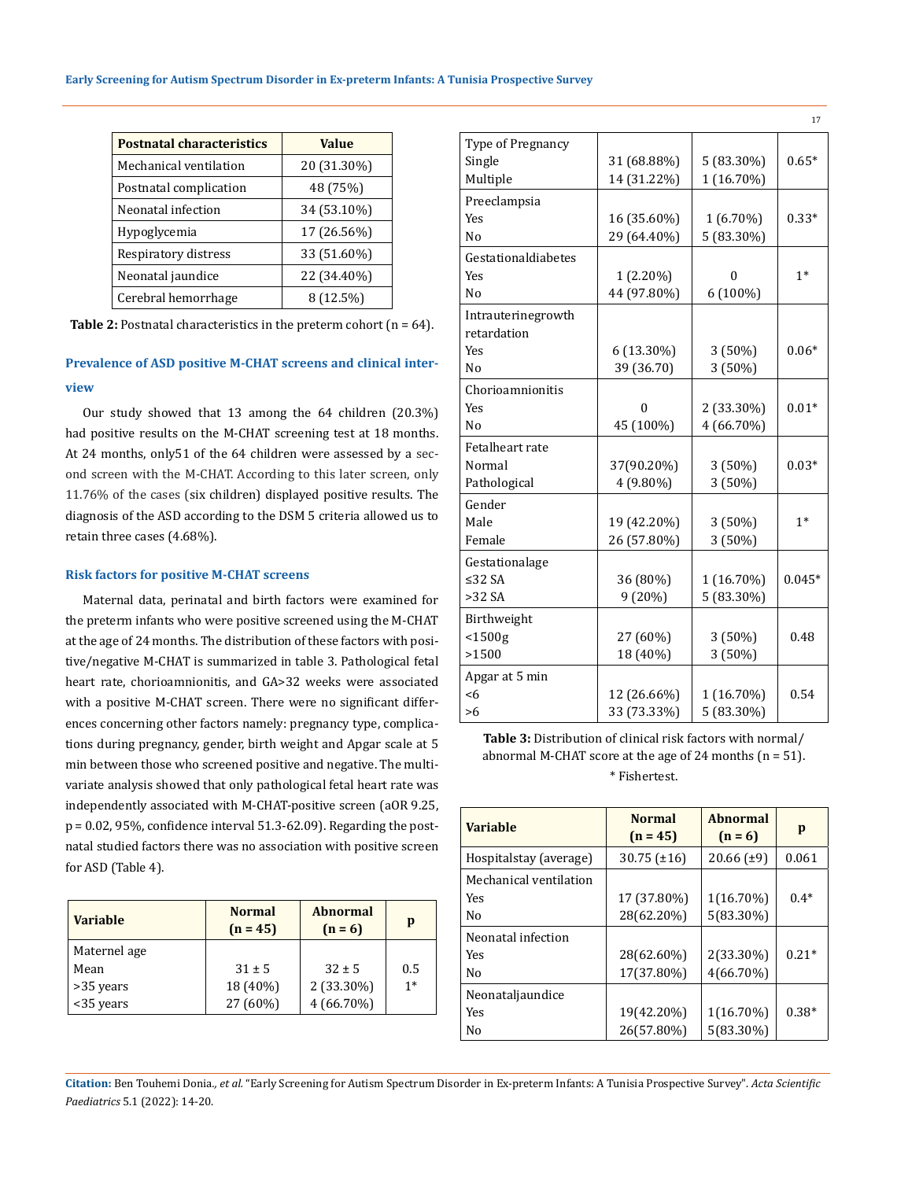| Postnatal characteristics | Value |
|---|---|
| Mechanical ventilation | 20 (31.30%) |
| Postnatal complication | 48 (75%) |
| Neonatal infection | 34 (53.10%) |
| Hypoglycemia | 17 (26.56%) |
| Respiratory distress | 33 (51.60%) |
| Neonatal jaundice | 22 (34.40%) |
| Cerebral hemorrhage | 8 (12.5%) |

**Table 2:** Postnatal characteristics in the preterm cohort (n = 64).

### Prevalence of ASD positive M-CHAT screens and clinical interview

Our study showed that 13 among the 64 children (20.3%) had positive results on the M-CHAT screening test at 18 months. At 24 months, only51 of the 64 children were assessed by a second screen with the M-CHAT. According to this later screen, only 11.76% of the cases (six children) displayed positive results. The diagnosis of the ASD according to the DSM 5 criteria allowed us to retain three cases (4.68%).

### Risk factors for positive M-CHAT screens

Maternal data, perinatal and birth factors were examined for the preterm infants who were positive screened using the M-CHAT at the age of 24 months. The distribution of these factors with positive/negative M-CHAT is summarized in table 3. Pathological fetal heart rate, chorioamnionitis, and GA>32 weeks were associated with a positive M-CHAT screen. There were no significant differences concerning other factors namely: pregnancy type, complications during pregnancy, gender, birth weight and Apgar scale at 5 min between those who screened positive and negative. The multivariate analysis showed that only pathological fetal heart rate was independently associated with M-CHAT-positive screen (aOR 9.25, p = 0.02, 95%, confidence interval 51.3-62.09). Regarding the postnatal studied factors there was no association with positive screen for ASD (Table 4).

| Variable | Normal (n = 45) | Abnormal (n = 6) | p |
|---|---|---|---|
| Maternel age | | | |
| Mean | 31 ± 5 | 32 ± 5 | 0.5 |
| >35 years | 18 (40%) | 2 (33.30%) | 1* |
| <35 years | 27 (60%) | 4 (66.70%) | |
| Type of Pregnancy | | | |
| Single | 31 (68.88%) | 5 (83.30%) | 0.65* |
| Multiple | 14 (31.22%) | 1 (16.70%) | |
| Preeclampsia | | | |
| Yes | 16 (35.60%) | 1 (6.70%) | 0.33* |
| No | 29 (64.40%) | 5 (83.30%) | |
| Gestationaldiabetes | | | |
| Yes | 1 (2.20%) | 0 | 1* |
| No | 44 (97.80%) | 6 (100%) | |
| Intrauterinegrowth retardation | | | |
| Yes | 6 (13.30%) | 3 (50%) | 0.06* |
| No | 39 (36.70) | 3 (50%) | |
| Chorioamnionitis | | | |
| Yes | 0 | 2 (33.30%) | 0.01* |
| No | 45 (100%) | 4 (66.70%) | |
| Fetalheart rate | | | |
| Normal | 37(90.20%) | 3 (50%) | 0.03* |
| Pathological | 4 (9.80%) | 3 (50%) | |
| Gender | | | |
| Male | 19 (42.20%) | 3 (50%) | 1* |
| Female | 26 (57.80%) | 3 (50%) | |
| Gestationalage | | | |
| ≤32 SA | 36 (80%) | 1 (16.70%) | 0.045* |
| >32 SA | 9 (20%) | 5 (83.30%) | |
| Birthweight | | | |
| <1500g | 27 (60%) | 3 (50%) | 0.48 |
| >1500 | 18 (40%) | 3 (50%) | |
| Apgar at 5 min | | | |
| <6 | 12 (26.66%) | 1 (16.70%) | 0.54 |
| >6 | 33 (73.33%) | 5 (83.30%) | |

**Table 3:** Distribution of clinical risk factors with normal/abnormal M-CHAT score at the age of 24 months (n = 51).

* Fishertest.

| Variable | Normal (n = 45) | Abnormal (n = 6) | p |
|---|---|---|---|
| Hospitalstay (average) | 30.75 (±16) | 20.66 (±9) | 0.061 |
| Mechanical ventilation | | | |
| Yes | 17 (37.80%) | 1(16.70%) | 0.4* |
| No | 28(62.20%) | 5(83.30%) | |
| Neonatal infection | | | |
| Yes | 28(62.60%) | 2(33.30%) | 0.21* |
| No | 17(37.80%) | 4(66.70%) | |
| Neonataljaundice | | | |
| Yes | 19(42.20%) | 1(16.70%) | 0.38* |
| No | 26(57.80%) | 5(83.30%) | |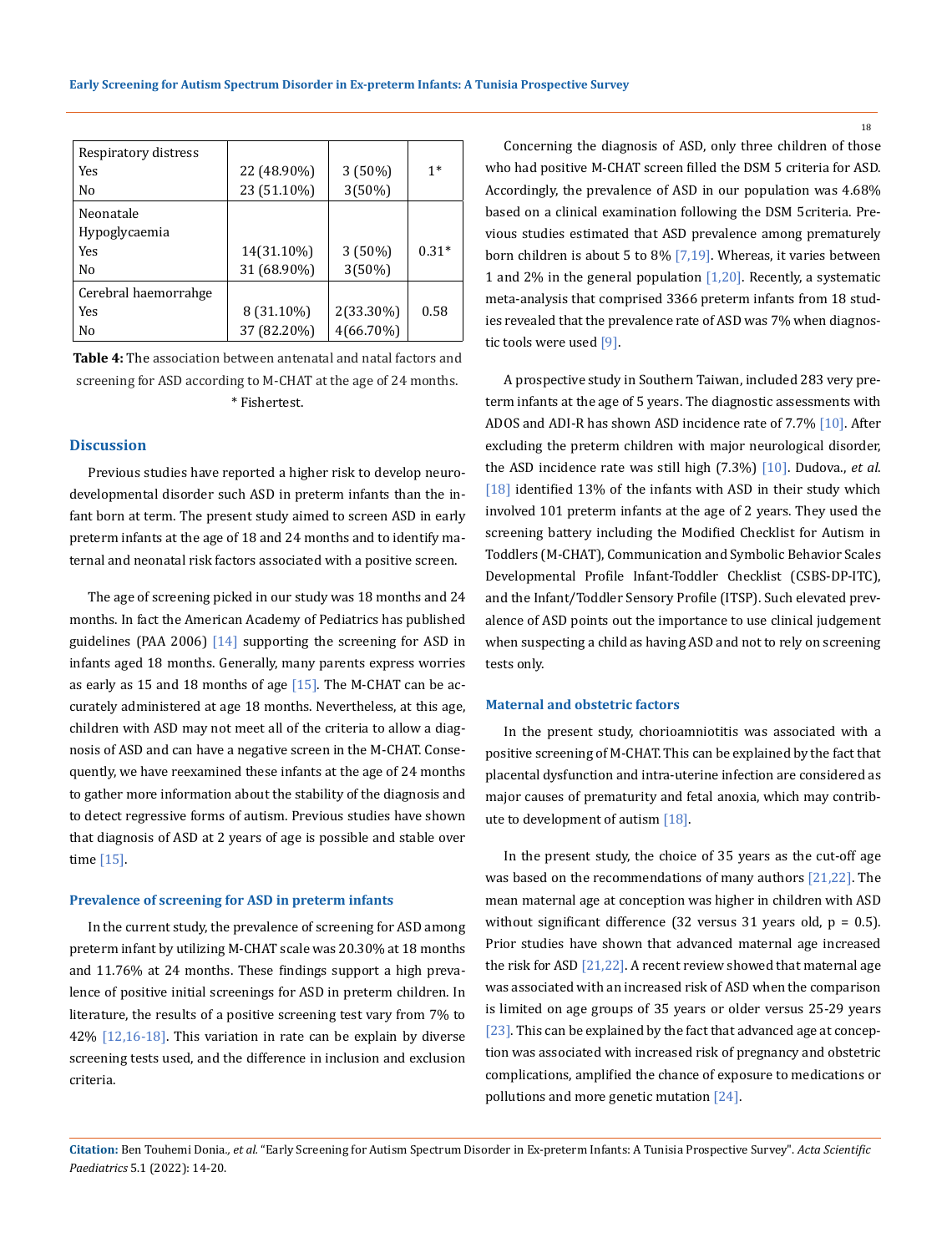| | | | |
|---|---|---|---|
| Respiratory distress | | | |
| Yes | 22 (48.90%) | 3 (50%) | 1* |
| No | 23 (51.10%) | 3(50%) | |
| Neonatale Hypoglycaemia | | | |
| Yes | 14(31.10%) | 3 (50%) | 0.31* |
| No | 31 (68.90%) | 3(50%) | |
| Cerebral haemorrahge | | | |
| Yes | 8 (31.10%) | 2(33.30%) | 0.58 |
| No | 37 (82.20%) | 4(66.70%) | |

**Table 4:** The association between antenatal and natal factors and screening for ASD according to M-CHAT at the age of 24 months.
* Fishertest.

## Discussion

Previous studies have reported a higher risk to develop neurodevelopmental disorder such ASD in preterm infants than the infant born at term. The present study aimed to screen ASD in early preterm infants at the age of 18 and 24 months and to identify maternal and neonatal risk factors associated with a positive screen.

The age of screening picked in our study was 18 months and 24 months. In fact the American Academy of Pediatrics has published guidelines (PAA 2006) [14] supporting the screening for ASD in infants aged 18 months. Generally, many parents express worries as early as 15 and 18 months of age [15]. The M-CHAT can be accurately administered at age 18 months. Nevertheless, at this age, children with ASD may not meet all of the criteria to allow a diagnosis of ASD and can have a negative screen in the M-CHAT. Consequently, we have reexamined these infants at the age of 24 months to gather more information about the stability of the diagnosis and to detect regressive forms of autism. Previous studies have shown that diagnosis of ASD at 2 years of age is possible and stable over time [15].

### Prevalence of screening for ASD in preterm infants

In the current study, the prevalence of screening for ASD among preterm infant by utilizing M-CHAT scale was 20.30% at 18 months and 11.76% at 24 months. These findings support a high prevalence of positive initial screenings for ASD in preterm children. In literature, the results of a positive screening test vary from 7% to 42% [12,16-18]. This variation in rate can be explain by diverse screening tests used, and the difference in inclusion and exclusion criteria.

Concerning the diagnosis of ASD, only three children of those who had positive M-CHAT screen filled the DSM 5 criteria for ASD. Accordingly, the prevalence of ASD in our population was 4.68% based on a clinical examination following the DSM 5criteria. Previous studies estimated that ASD prevalence among prematurely born children is about 5 to 8% [7,19]. Whereas, it varies between 1 and 2% in the general population [1,20]. Recently, a systematic meta-analysis that comprised 3366 preterm infants from 18 studies revealed that the prevalence rate of ASD was 7% when diagnostic tools were used [9].

A prospective study in Southern Taiwan, included 283 very preterm infants at the age of 5 years. The diagnostic assessments with ADOS and ADI-R has shown ASD incidence rate of 7.7% [10]. After excluding the preterm children with major neurological disorder, the ASD incidence rate was still high (7.3%) [10]. Dudova., *et al.* [18] identified 13% of the infants with ASD in their study which involved 101 preterm infants at the age of 2 years. They used the screening battery including the Modified Checklist for Autism in Toddlers (M-CHAT), Communication and Symbolic Behavior Scales Developmental Profile Infant-Toddler Checklist (CSBS-DP-ITC), and the Infant/Toddler Sensory Profile (ITSP). Such elevated prevalence of ASD points out the importance to use clinical judgement when suspecting a child as having ASD and not to rely on screening tests only.

### Maternal and obstetric factors

In the present study, chorioamniotitis was associated with a positive screening of M-CHAT. This can be explained by the fact that placental dysfunction and intra-uterine infection are considered as major causes of prematurity and fetal anoxia, which may contribute to development of autism [18].

In the present study, the choice of 35 years as the cut-off age was based on the recommendations of many authors [21,22]. The mean maternal age at conception was higher in children with ASD without significant difference (32 versus 31 years old, $p = 0.5$). Prior studies have shown that advanced maternal age increased the risk for ASD [21,22]. A recent review showed that maternal age was associated with an increased risk of ASD when the comparison is limited on age groups of 35 years or older versus 25-29 years [23]. This can be explained by the fact that advanced age at conception was associated with increased risk of pregnancy and obstetric complications, amplified the chance of exposure to medications or pollutions and more genetic mutation [24].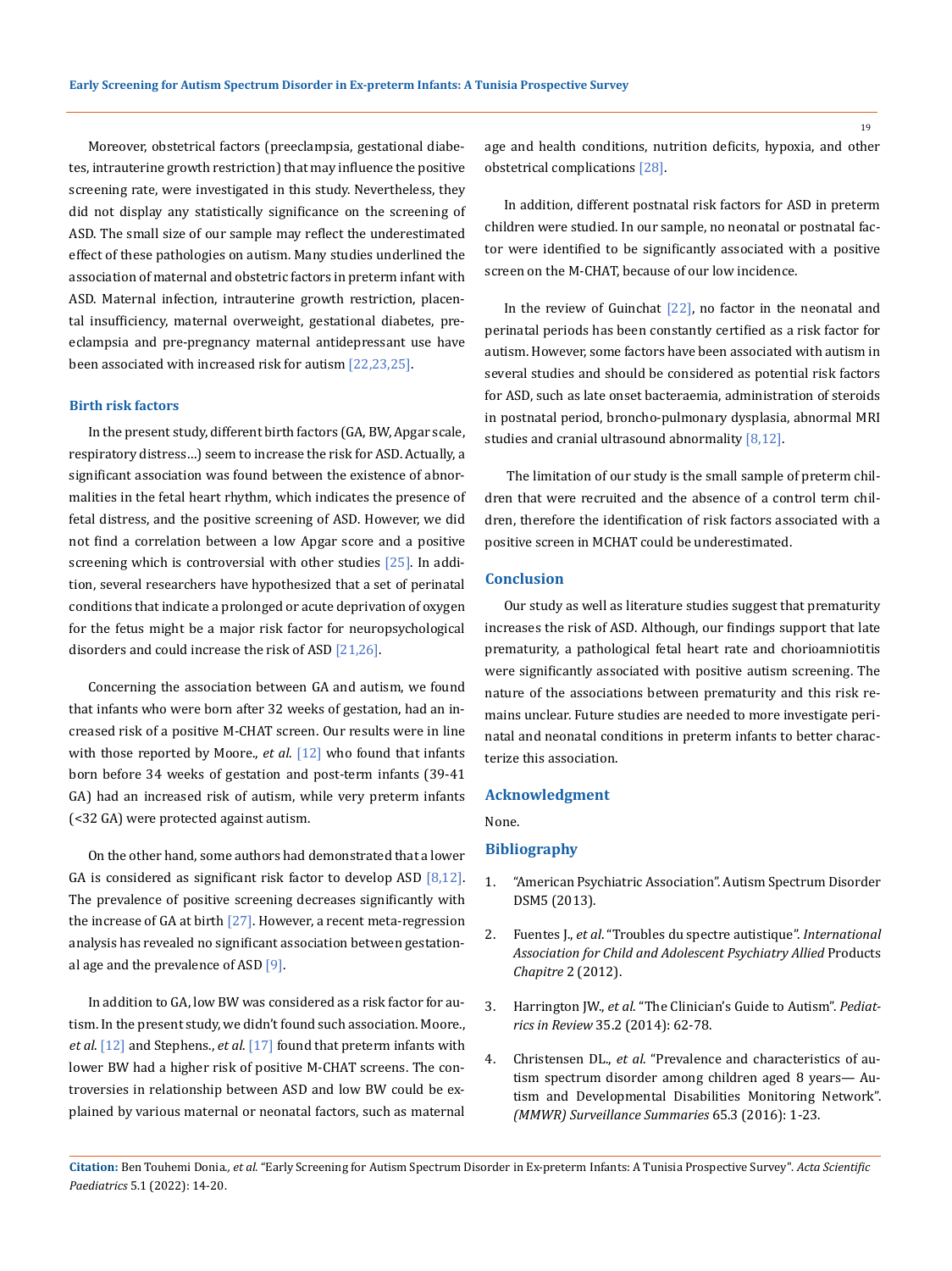Moreover, obstetrical factors (preeclampsia, gestational diabetes, intrauterine growth restriction) that may influence the positive screening rate, were investigated in this study. Nevertheless, they did not display any statistically significance on the screening of ASD. The small size of our sample may reflect the underestimated effect of these pathologies on autism. Many studies underlined the association of maternal and obstetric factors in preterm infant with ASD. Maternal infection, intrauterine growth restriction, placental insufficiency, maternal overweight, gestational diabetes, preeclampsia and pre-pregnancy maternal antidepressant use have been associated with increased risk for autism [22,23,25].

### Birth risk factors

In the present study, different birth factors (GA, BW, Apgar scale, respiratory distress…) seem to increase the risk for ASD. Actually, a significant association was found between the existence of abnormalities in the fetal heart rhythm, which indicates the presence of fetal distress, and the positive screening of ASD. However, we did not find a correlation between a low Apgar score and a positive screening which is controversial with other studies [25]. In addition, several researchers have hypothesized that a set of perinatal conditions that indicate a prolonged or acute deprivation of oxygen for the fetus might be a major risk factor for neuropsychological disorders and could increase the risk of ASD [21,26].

Concerning the association between GA and autism, we found that infants who were born after 32 weeks of gestation, had an increased risk of a positive M-CHAT screen. Our results were in line with those reported by Moore., *et al.* [12] who found that infants born before 34 weeks of gestation and post-term infants (39-41 GA) had an increased risk of autism, while very preterm infants (<32 GA) were protected against autism.

On the other hand, some authors had demonstrated that a lower GA is considered as significant risk factor to develop ASD [8,12]. The prevalence of positive screening decreases significantly with the increase of GA at birth [27]. However, a recent meta-regression analysis has revealed no significant association between gestational age and the prevalence of ASD [9].

In addition to GA, low BW was considered as a risk factor for autism. In the present study, we didn't found such association. Moore., *et al.* [12] and Stephens., *et al.* [17] found that preterm infants with lower BW had a higher risk of positive M-CHAT screens. The controversies in relationship between ASD and low BW could be explained by various maternal or neonatal factors, such as maternal age and health conditions, nutrition deficits, hypoxia, and other obstetrical complications [28].

In addition, different postnatal risk factors for ASD in preterm children were studied. In our sample, no neonatal or postnatal factor were identified to be significantly associated with a positive screen on the M-CHAT, because of our low incidence.

In the review of Guinchat [22], no factor in the neonatal and perinatal periods has been constantly certified as a risk factor for autism. However, some factors have been associated with autism in several studies and should be considered as potential risk factors for ASD, such as late onset bacteraemia, administration of steroids in postnatal period, broncho-pulmonary dysplasia, abnormal MRI studies and cranial ultrasound abnormality [8,12].

The limitation of our study is the small sample of preterm children that were recruited and the absence of a control term children, therefore the identification of risk factors associated with a positive screen in MCHAT could be underestimated.

## Conclusion

Our study as well as literature studies suggest that prematurity increases the risk of ASD. Although, our findings support that late prematurity, a pathological fetal heart rate and chorioamniotitis were significantly associated with positive autism screening. The nature of the associations between prematurity and this risk remains unclear. Future studies are needed to more investigate perinatal and neonatal conditions in preterm infants to better characterize this association.

## Acknowledgment

None.

## Bibliography

1. "American Psychiatric Association". Autism Spectrum Disorder DSM5 (2013).
2. Fuentes J., *et al.* "Troubles du spectre autistique". *International Association for Child and Adolescent Psychiatry Allied* Products *Chapitre* 2 (2012).
3. Harrington JW., *et al.* "The Clinician's Guide to Autism". *Pediatrics in Review* 35.2 (2014): 62-78.
4. Christensen DL., *et al.* "Prevalence and characteristics of autism spectrum disorder among children aged 8 years— Autism and Developmental Disabilities Monitoring Network". *(MMWR) Surveillance Summaries* 65.3 (2016): 1-23.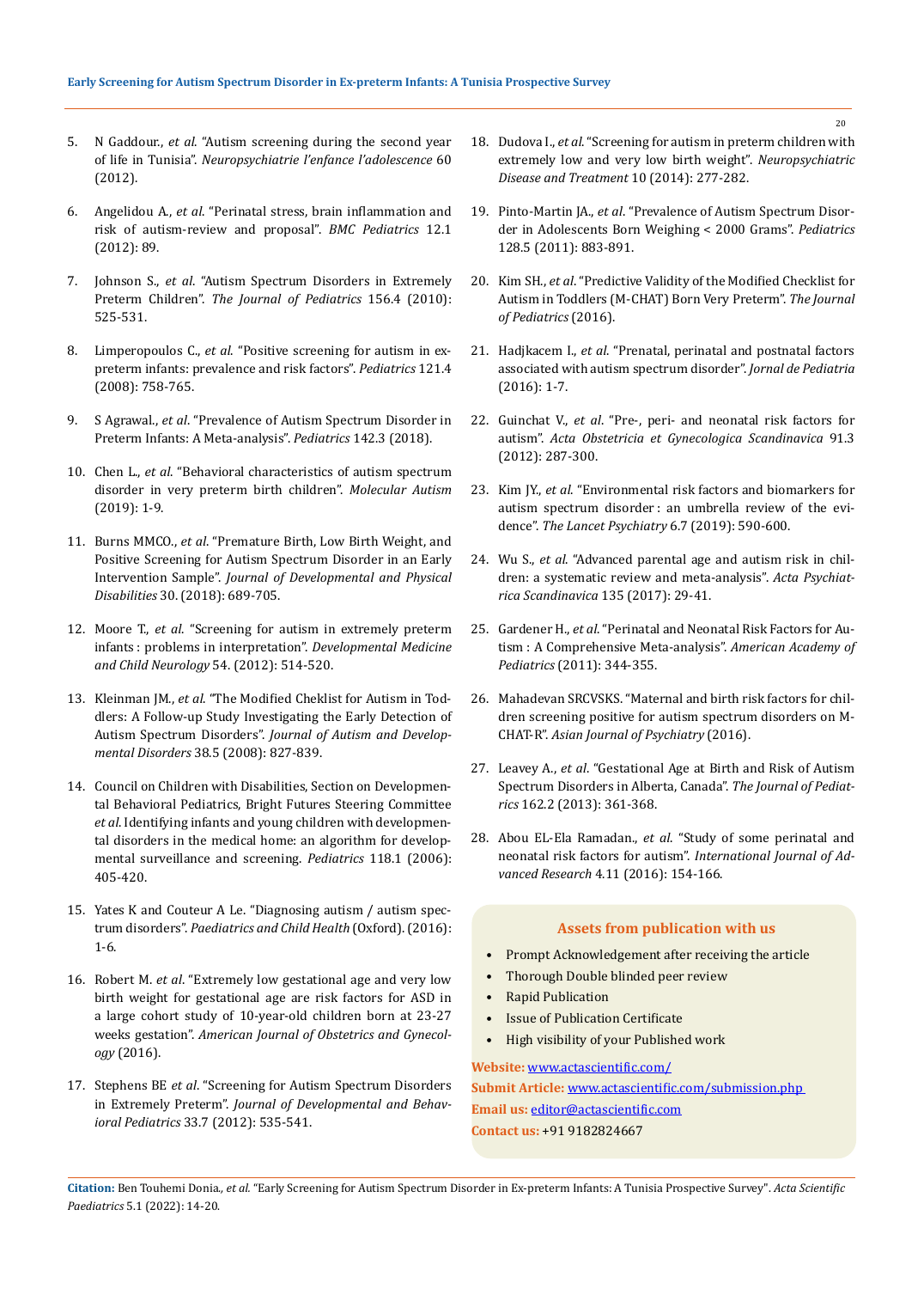5. N Gaddour., *et al*. "Autism screening during the second year of life in Tunisia". *Neuropsychiatrie l'enfance l'adolescence* 60 (2012).

6. Angelidou A., *et al*. "Perinatal stress, brain inflammation and risk of autism-review and proposal". *BMC Pediatrics* 12.1 (2012): 89.

7. Johnson S., *et al*. "Autism Spectrum Disorders in Extremely Preterm Children". *The Journal of Pediatrics* 156.4 (2010): 525-531.

8. Limperopoulos C., *et al*. "Positive screening for autism in ex-preterm infants: prevalence and risk factors". *Pediatrics* 121.4 (2008): 758-765.

9. S Agrawal., *et al*. "Prevalence of Autism Spectrum Disorder in Preterm Infants: A Meta-analysis". *Pediatrics* 142.3 (2018).

10. Chen L., *et al*. "Behavioral characteristics of autism spectrum disorder in very preterm birth children". *Molecular Autism* (2019): 1-9.

11. Burns MMCO., *et al*. "Premature Birth, Low Birth Weight, and Positive Screening for Autism Spectrum Disorder in an Early Intervention Sample". *Journal of Developmental and Physical Disabilities* 30. (2018): 689-705.

12. Moore T., *et al*. "Screening for autism in extremely preterm infants : problems in interpretation". *Developmental Medicine and Child Neurology* 54. (2012): 514-520.

13. Kleinman JM., *et al*. "The Modified Cheklist for Autism in Toddlers: A Follow-up Study Investigating the Early Detection of Autism Spectrum Disorders". *Journal of Autism and Developmental Disorders* 38.5 (2008): 827-839.

14. Council on Children with Disabilities, Section on Developmental Behavioral Pediatrics, Bright Futures Steering Committee *et al*. Identifying infants and young children with developmental disorders in the medical home: an algorithm for developmental surveillance and screening. *Pediatrics* 118.1 (2006): 405-420.

15. Yates K and Couteur A Le. "Diagnosing autism / autism spectrum disorders". *Paediatrics and Child Health* (Oxford). (2016): 1-6.

16. Robert M. *et al*. "Extremely low gestational age and very low birth weight for gestational age are risk factors for ASD in a large cohort study of 10-year-old children born at 23-27 weeks gestation". *American Journal of Obstetrics and Gynecology* (2016).

17. Stephens BE *et al*. "Screening for Autism Spectrum Disorders in Extremely Preterm". *Journal of Developmental and Behavioral Pediatrics* 33.7 (2012): 535-541.

18. Dudova I., *et al*. "Screening for autism in preterm children with extremely low and very low birth weight". *Neuropsychiatric Disease and Treatment* 10 (2014): 277-282.

19. Pinto-Martin JA., *et al*. "Prevalence of Autism Spectrum Disorder in Adolescents Born Weighing < 2000 Grams". *Pediatrics* 128.5 (2011): 883-891.

20. Kim SH., *et al*. "Predictive Validity of the Modified Checklist for Autism in Toddlers (M-CHAT) Born Very Preterm". *The Journal of Pediatrics* (2016).

21. Hadjkacem I., *et al*. "Prenatal, perinatal and postnatal factors associated with autism spectrum disorder". *Jornal de Pediatria* (2016): 1-7.

22. Guinchat V., *et al*. "Pre-, peri- and neonatal risk factors for autism". *Acta Obstetricia et Gynecologica Scandinavica* 91.3 (2012): 287-300.

23. Kim JY., *et al*. "Environmental risk factors and biomarkers for autism spectrum disorder : an umbrella review of the evidence". *The Lancet Psychiatry* 6.7 (2019): 590-600.

24. Wu S., *et al*. "Advanced parental age and autism risk in children: a systematic review and meta-analysis". *Acta Psychiatrica Scandinavica* 135 (2017): 29-41.

25. Gardener H., *et al*. "Perinatal and Neonatal Risk Factors for Autism : A Comprehensive Meta-analysis". *American Academy of Pediatrics* (2011): 344-355.

26. Mahadevan SRCVSKS. "Maternal and birth risk factors for children screening positive for autism spectrum disorders on M-CHAT-R". *Asian Journal of Psychiatry* (2016).

27. Leavey A., *et al*. "Gestational Age at Birth and Risk of Autism Spectrum Disorders in Alberta, Canada". *The Journal of Pediatrics* 162.2 (2013): 361-368.

28. Abou EL-Ela Ramadan., *et al*. "Study of some perinatal and neonatal risk factors for autism". *International Journal of Advanced Research* 4.11 (2016): 154-166.

**Assets from publication with us**

- Prompt Acknowledgement after receiving the article
- Thorough Double blinded peer review
- Rapid Publication
- Issue of Publication Certificate
- High visibility of your Published work

**Website:** www.actascientific.com/
**Submit Article:** www.actascientific.com/submission.php
**Email us:** editor@actascientific.com
**Contact us:** +91 9182824667